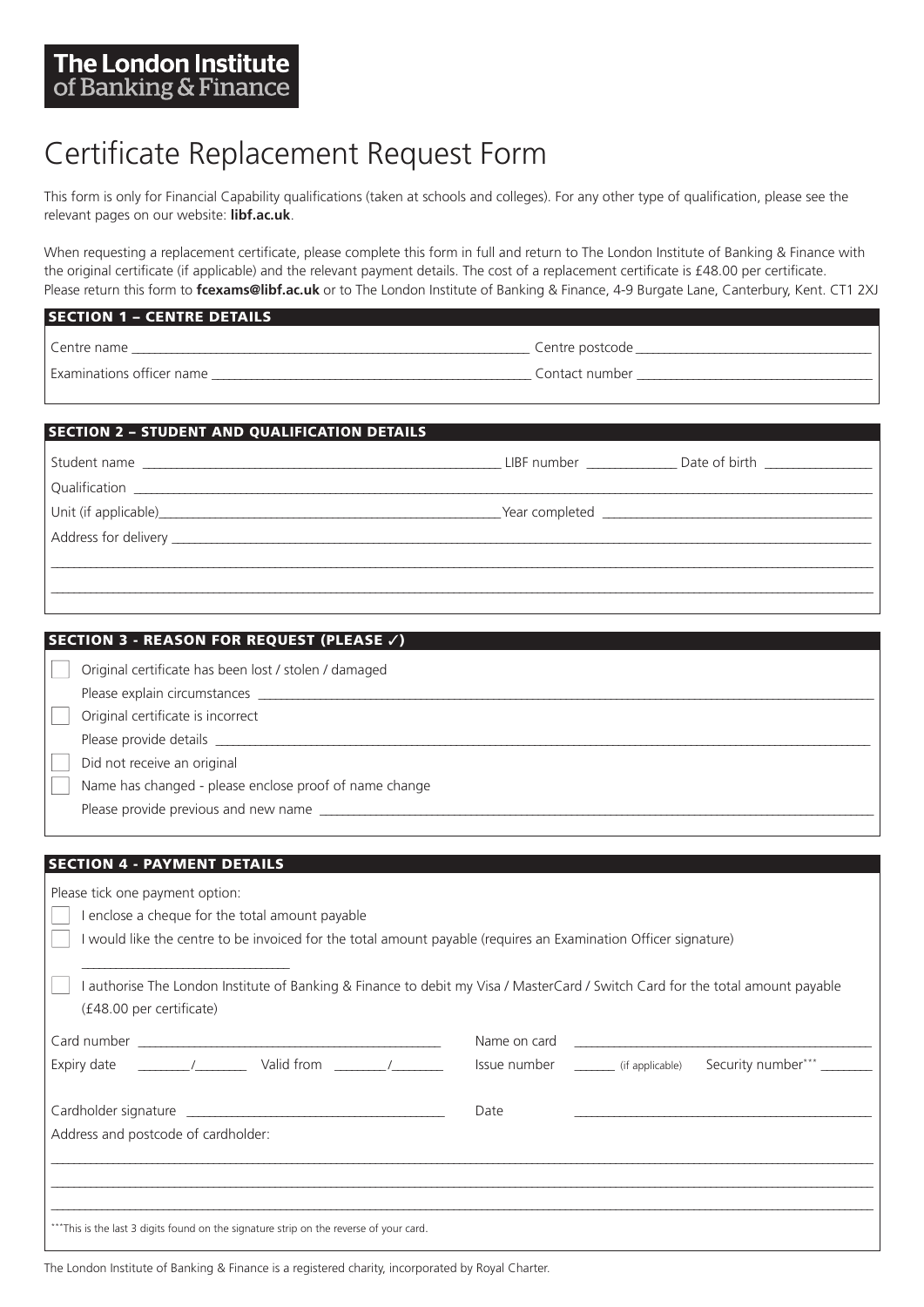**The London Institute of Banking & Finance**

# Certificate Replacement Request Form

This form is only for Financial Capability qualifications (taken at schools and colleges). For any other type of qualification, please see the relevant pages on our website: **libf.ac.uk**.

When requesting a replacement certificate, please complete this form in full and return to The London Institute of Banking & Finance with the original certificate (if applicable) and the relevant payment details. The cost of a replacement certificate is £48.00 per certificate. Please return this form to **fcexams@libf.ac.uk** or to The London Institute of Banking & Finance, 4-9 Burgate Lane, Canterbury, Kent. CT1 2XJ

## SECTION 1 – CENTRE DETAILS

Centre name ______________________________ Centre postcode ______________________________

Examinations officer name ______________________________ Contact number ______________________________

## SECTION 2 – STUDENT AND QUALIFICATION DETAILS

Student name ______________________________ LIBF number ____________ Date of birth ______________

Qualification ______________________________

Unit (if applicable) ______________________________ Year completed ______________________________

Address for delivery ______________________________

______________________________

______________________________

## SECTION 3 - REASON FOR REQUEST (PLEASE ✓)

- ☐ Original certificate has been lost / stolen / damaged
  Please explain circumstances ______________________________
- ☐ Original certificate is incorrect
  Please provide details ______________________________
- ☐ Did not receive an original
- ☐ Name has changed - please enclose proof of name change
  Please provide previous and new name ______________________________

## SECTION 4 - PAYMENT DETAILS

Please tick one payment option:

- ☐ I enclose a cheque for the total amount payable
- ☐ I would like the centre to be invoiced for the total amount payable (requires an Examination Officer signature)
  ______________________________
- ☐ I authorise The London Institute of Banking & Finance to debit my Visa / MasterCard / Switch Card for the total amount payable (£48.00 per certificate)

Card number ______________________________ Name on card ______________________________

Expiry date ______/______ Valid from ______/______ Issue number ______ (if applicable) Security number*** ______

Cardholder signature ______________________________ Date ______________________________

Address and postcode of cardholder:

______________________________

______________________________

______________________________

***This is the last 3 digits found on the signature strip on the reverse of your card.

The London Institute of Banking & Finance is a registered charity, incorporated by Royal Charter.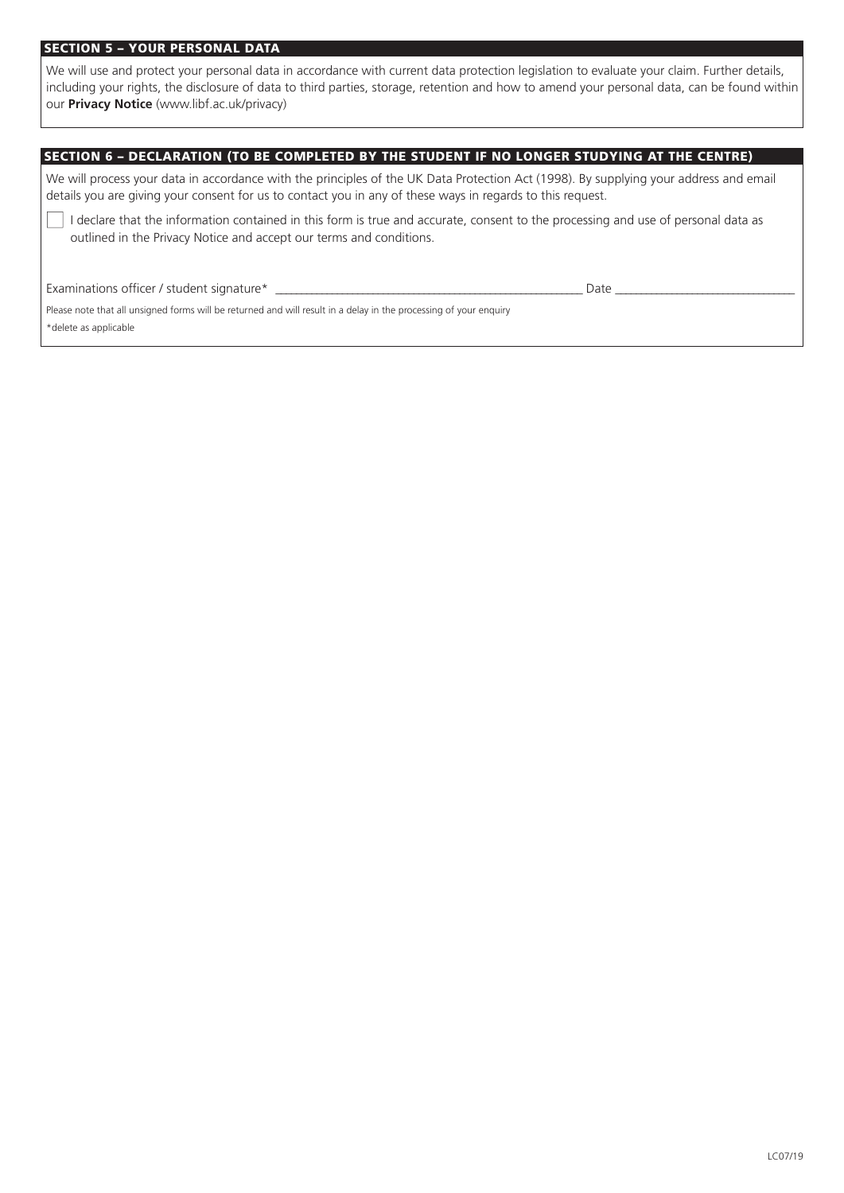## SECTION 5 – YOUR PERSONAL DATA

We will use and protect your personal data in accordance with current data protection legislation to evaluate your claim. Further details, including your rights, the disclosure of data to third parties, storage, retention and how to amend your personal data, can be found within our **Privacy Notice** (www.libf.ac.uk/privacy)

## SECTION 6 – DECLARATION (TO BE COMPLETED BY THE STUDENT IF NO LONGER STUDYING AT THE CENTRE)

We will process your data in accordance with the principles of the UK Data Protection Act (1998). By supplying your address and email details you are giving your consent for us to contact you in any of these ways in regards to this request.

☐ I declare that the information contained in this form is true and accurate, consent to the processing and use of personal data as outlined in the Privacy Notice and accept our terms and conditions.

Examinations officer / student signature* ___________________________________________ Date ___________________________

Please note that all unsigned forms will be returned and will result in a delay in the processing of your enquiry

*delete as applicable

LC07/19